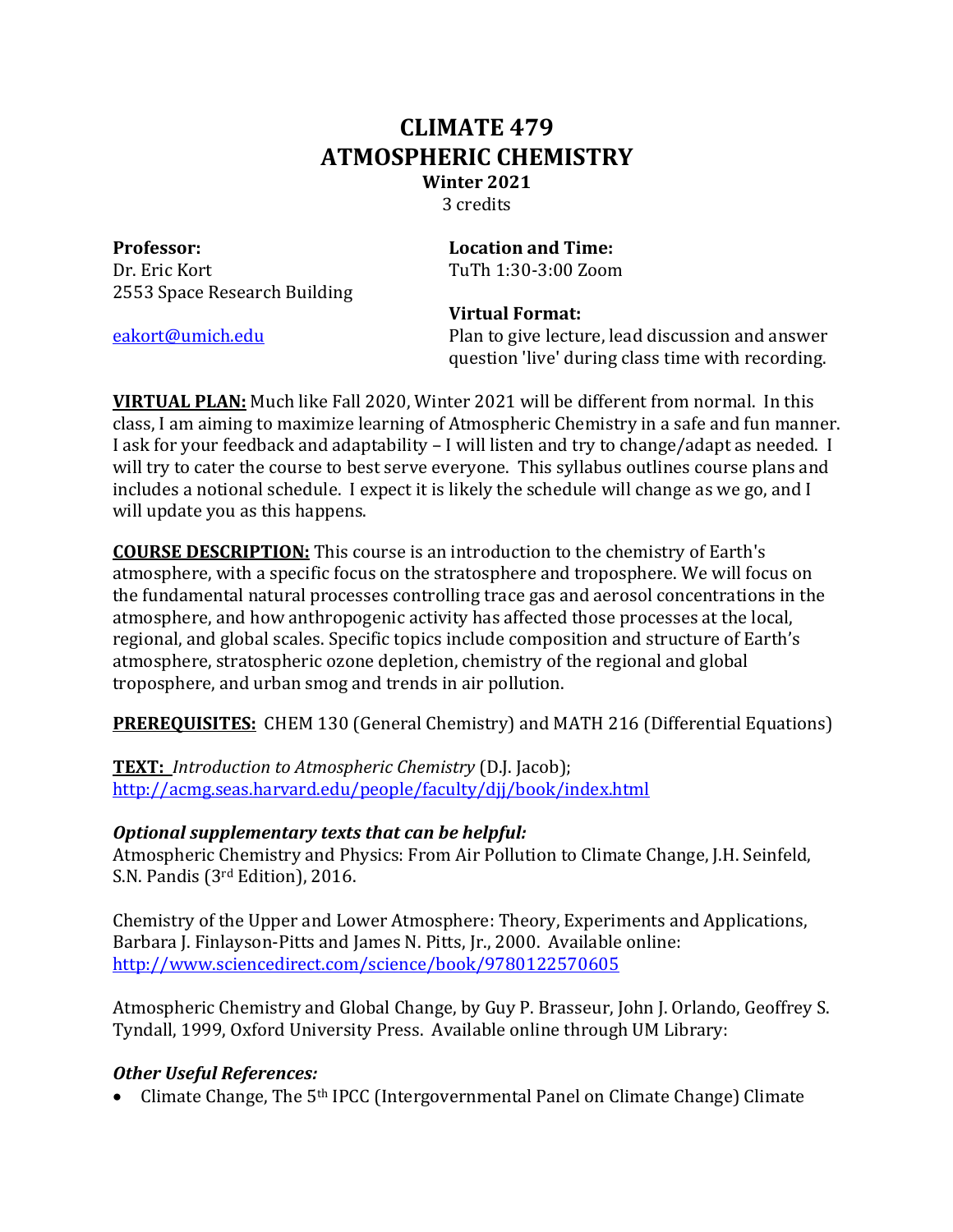# CLIMATE 479
# ATMOSPHERIC CHEMISTRY

**Winter 2021**

3 credits

**Professor:**
Dr. Eric Kort
2553 Space Research Building

eakort@umich.edu

**Location and Time:**
TuTh 1:30-3:00 Zoom

**Virtual Format:**
Plan to give lecture, lead discussion and answer question 'live' during class time with recording.

**VIRTUAL PLAN:** Much like Fall 2020, Winter 2021 will be different from normal. In this class, I am aiming to maximize learning of Atmospheric Chemistry in a safe and fun manner. I ask for your feedback and adaptability – I will listen and try to change/adapt as needed. I will try to cater the course to best serve everyone. This syllabus outlines course plans and includes a notional schedule. I expect it is likely the schedule will change as we go, and I will update you as this happens.

**COURSE DESCRIPTION:** This course is an introduction to the chemistry of Earth's atmosphere, with a specific focus on the stratosphere and troposphere. We will focus on the fundamental natural processes controlling trace gas and aerosol concentrations in the atmosphere, and how anthropogenic activity has affected those processes at the local, regional, and global scales. Specific topics include composition and structure of Earth's atmosphere, stratospheric ozone depletion, chemistry of the regional and global troposphere, and urban smog and trends in air pollution.

**PREREQUISITES:** CHEM 130 (General Chemistry) and MATH 216 (Differential Equations)

**TEXT:** *Introduction to Atmospheric Chemistry* (D.J. Jacob); http://acmg.seas.harvard.edu/people/faculty/djj/book/index.html

***Optional supplementary texts that can be helpful:***

Atmospheric Chemistry and Physics: From Air Pollution to Climate Change, J.H. Seinfeld, S.N. Pandis (3rd Edition), 2016.

Chemistry of the Upper and Lower Atmosphere: Theory, Experiments and Applications, Barbara J. Finlayson-Pitts and James N. Pitts, Jr., 2000. Available online: http://www.sciencedirect.com/science/book/9780122570605

Atmospheric Chemistry and Global Change, by Guy P. Brasseur, John J. Orlando, Geoffrey S. Tyndall, 1999, Oxford University Press. Available online through UM Library:

***Other Useful References:***

- Climate Change, The 5th IPCC (Intergovernmental Panel on Climate Change) Climate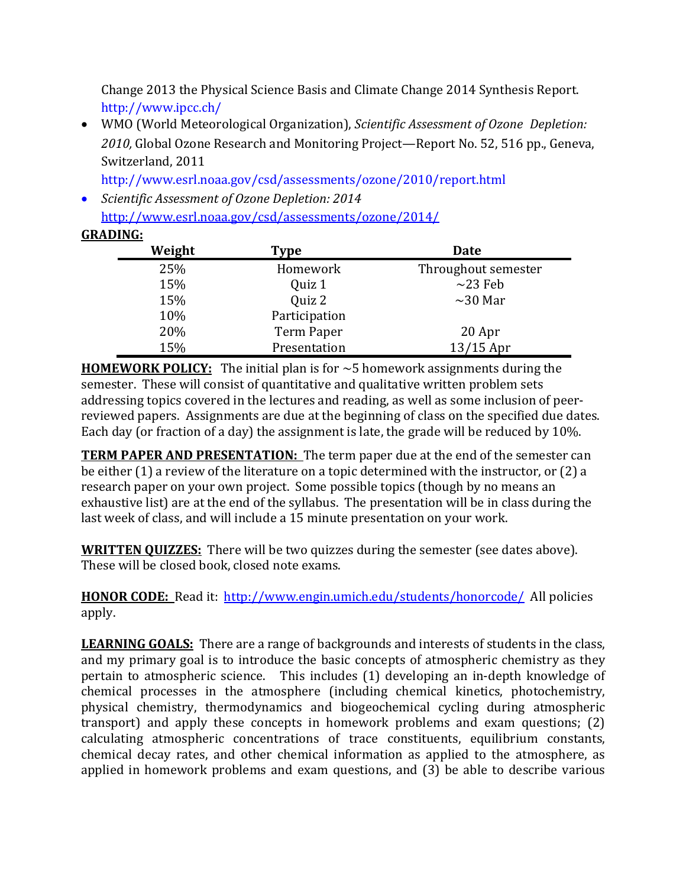Change 2013 the Physical Science Basis and Climate Change 2014 Synthesis Report. http://www.ipcc.ch/

- WMO (World Meteorological Organization), *Scientific Assessment of Ozone Depletion: 2010,* Global Ozone Research and Monitoring Project—Report No. 52, 516 pp., Geneva, Switzerland, 2011 http://www.esrl.noaa.gov/csd/assessments/ozone/2010/report.html
- *Scientific Assessment of Ozone Depletion: 2014* http://www.esrl.noaa.gov/csd/assessments/ozone/2014/

**GRADING:**

| Weight | Type | Date |
|---|---|---|
| 25% | Homework | Throughout semester |
| 15% | Quiz 1 | ~23 Feb |
| 15% | Quiz 2 | ~30 Mar |
| 10% | Participation | |
| 20% | Term Paper | 20 Apr |
| 15% | Presentation | 13/15 Apr |

**HOMEWORK POLICY:** The initial plan is for ~5 homework assignments during the semester. These will consist of quantitative and qualitative written problem sets addressing topics covered in the lectures and reading, as well as some inclusion of peer-reviewed papers. Assignments are due at the beginning of class on the specified due dates. Each day (or fraction of a day) the assignment is late, the grade will be reduced by 10%.

**TERM PAPER AND PRESENTATION:** The term paper due at the end of the semester can be either (1) a review of the literature on a topic determined with the instructor, or (2) a research paper on your own project. Some possible topics (though by no means an exhaustive list) are at the end of the syllabus. The presentation will be in class during the last week of class, and will include a 15 minute presentation on your work.

**WRITTEN QUIZZES:** There will be two quizzes during the semester (see dates above). These will be closed book, closed note exams.

**HONOR CODE:** Read it: http://www.engin.umich.edu/students/honorcode/ All policies apply.

**LEARNING GOALS:** There are a range of backgrounds and interests of students in the class, and my primary goal is to introduce the basic concepts of atmospheric chemistry as they pertain to atmospheric science. This includes (1) developing an in-depth knowledge of chemical processes in the atmosphere (including chemical kinetics, photochemistry, physical chemistry, thermodynamics and biogeochemical cycling during atmospheric transport) and apply these concepts in homework problems and exam questions; (2) calculating atmospheric concentrations of trace constituents, equilibrium constants, chemical decay rates, and other chemical information as applied to the atmosphere, as applied in homework problems and exam questions, and (3) be able to describe various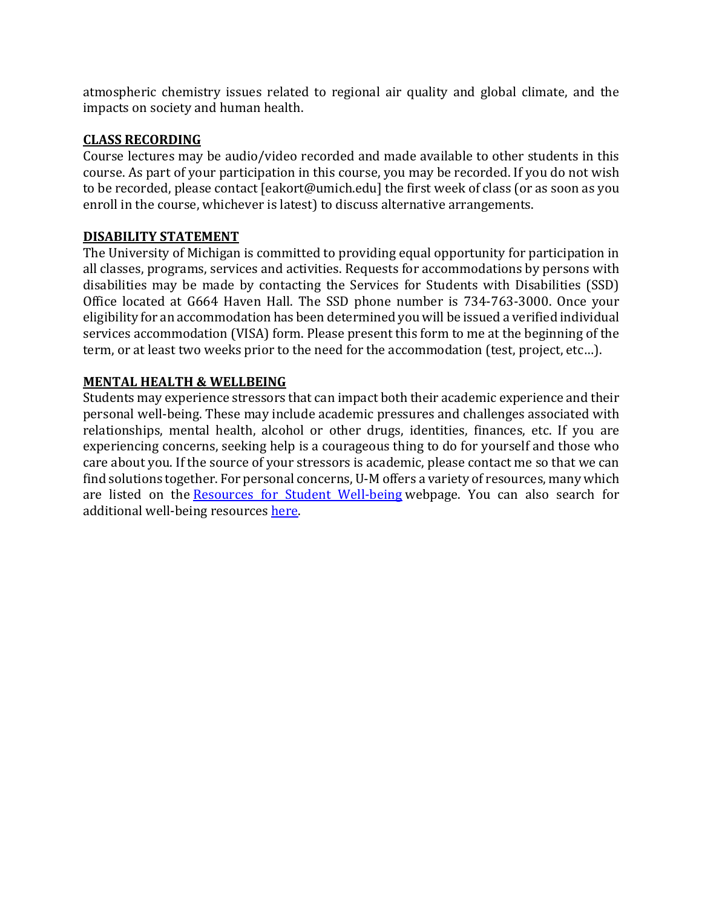atmospheric chemistry issues related to regional air quality and global climate, and the impacts on society and human health.

## CLASS RECORDING

Course lectures may be audio/video recorded and made available to other students in this course. As part of your participation in this course, you may be recorded. If you do not wish to be recorded, please contact [eakort@umich.edu] the first week of class (or as soon as you enroll in the course, whichever is latest) to discuss alternative arrangements.

## DISABILITY STATEMENT

The University of Michigan is committed to providing equal opportunity for participation in all classes, programs, services and activities. Requests for accommodations by persons with disabilities may be made by contacting the Services for Students with Disabilities (SSD) Office located at G664 Haven Hall. The SSD phone number is 734-763-3000. Once your eligibility for an accommodation has been determined you will be issued a verified individual services accommodation (VISA) form. Please present this form to me at the beginning of the term, or at least two weeks prior to the need for the accommodation (test, project, etc…).

## MENTAL HEALTH & WELLBEING

Students may experience stressors that can impact both their academic experience and their personal well-being. These may include academic pressures and challenges associated with relationships, mental health, alcohol or other drugs, identities, finances, etc. If you are experiencing concerns, seeking help is a courageous thing to do for yourself and those who care about you. If the source of your stressors is academic, please contact me so that we can find solutions together. For personal concerns, U-M offers a variety of resources, many which are listed on the Resources for Student Well-being webpage. You can also search for additional well-being resources here.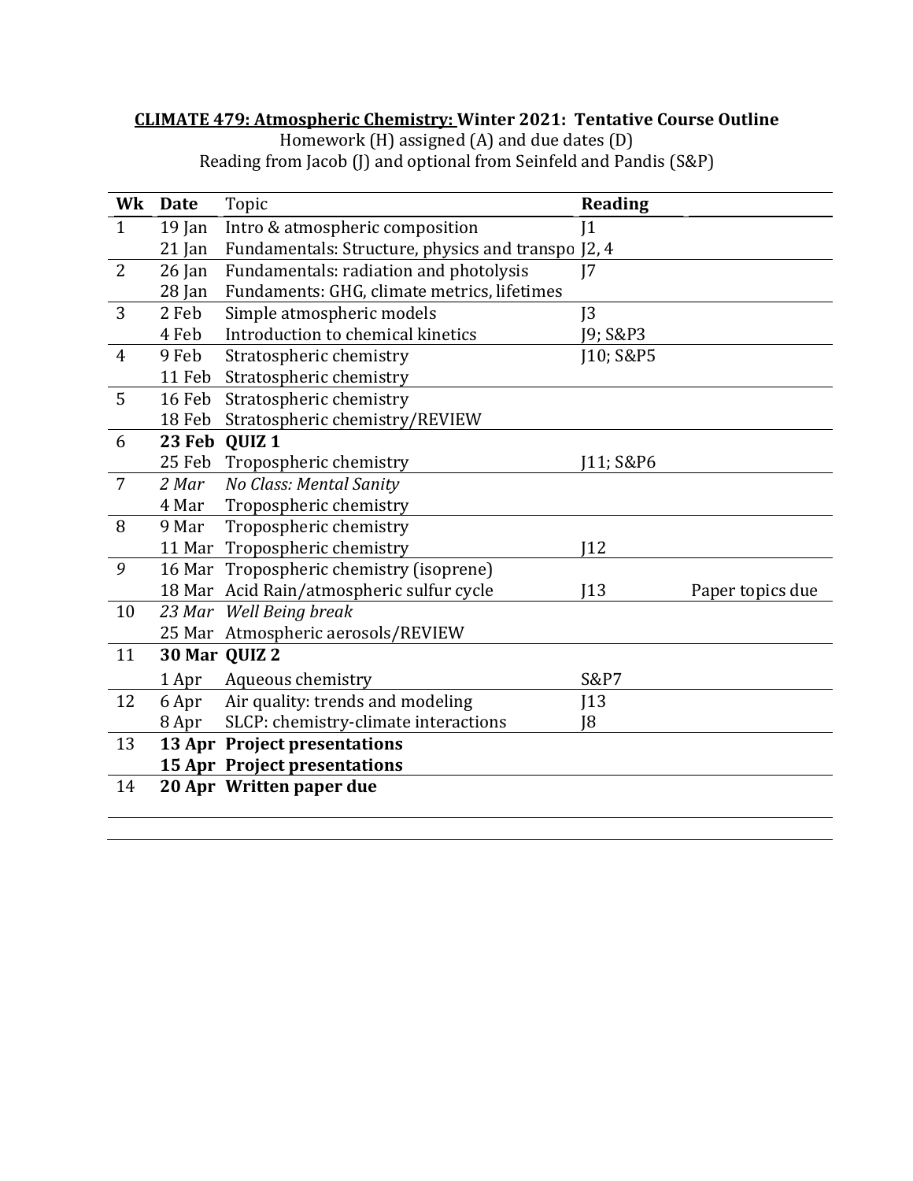**<u>CLIMATE 479: Atmospheric Chemistry:</u> Winter 2021: Tentative Course Outline**

Homework (H) assigned (A) and due dates (D)

Reading from Jacob (J) and optional from Seinfeld and Pandis (S&P)

| Wk | Date | Topic | Reading | |
|---|---|---|---|---|
| 1 | 19 Jan | Intro & atmospheric composition | J1 | |
| | 21 Jan | Fundamentals: Structure, physics and transpo | J2, 4 | |
| 2 | 26 Jan | Fundamentals: radiation and photolysis | J7 | |
| | 28 Jan | Fundaments: GHG, climate metrics, lifetimes | | |
| 3 | 2 Feb | Simple atmospheric models | J3 | |
| | 4 Feb | Introduction to chemical kinetics | J9; S&P3 | |
| 4 | 9 Feb | Stratospheric chemistry | J10; S&P5 | |
| | 11 Feb | Stratospheric chemistry | | |
| 5 | 16 Feb | Stratospheric chemistry | | |
| | 18 Feb | Stratospheric chemistry/REVIEW | | |
| 6 | **23 Feb** | **QUIZ 1** | | |
| | 25 Feb | Tropospheric chemistry | J11; S&P6 | |
| 7 | *2 Mar* | *No Class: Mental Sanity* | | |
| | 4 Mar | Tropospheric chemistry | | |
| 8 | 9 Mar | Tropospheric chemistry | | |
| | 11 Mar | Tropospheric chemistry | J12 | |
| *9* | 16 Mar | Tropospheric chemistry (isoprene) | | |
| | 18 Mar | Acid Rain/atmospheric sulfur cycle | J13 | Paper topics due |
| 10 | *23 Mar* | *Well Being break* | | |
| | 25 Mar | Atmospheric aerosols/REVIEW | | |
| 11 | **30 Mar** | **QUIZ 2** | | |
| | 1 Apr | Aqueous chemistry | S&P7 | |
| 12 | 6 Apr | Air quality: trends and modeling | J13 | |
| | 8 Apr | SLCP: chemistry-climate interactions | J8 | |
| 13 | **13 Apr** | **Project presentations** | | |
| | **15 Apr** | **Project presentations** | | |
| 14 | **20 Apr** | **Written paper due** | | |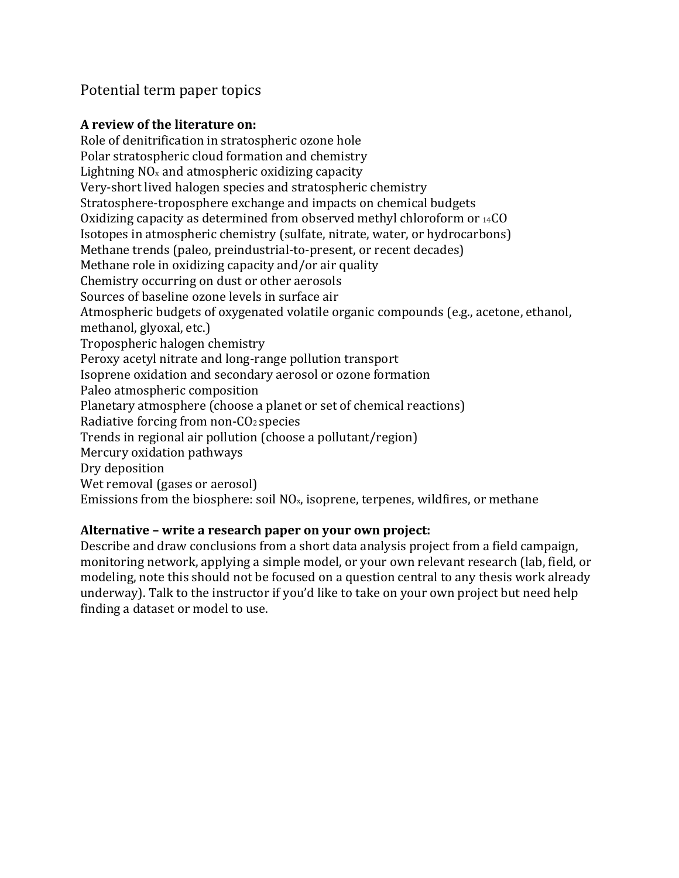## Potential term paper topics

**A review of the literature on:**

Role of denitrification in stratospheric ozone hole
Polar stratospheric cloud formation and chemistry
Lightning $NO_x$ and atmospheric oxidizing capacity
Very-short lived halogen species and stratospheric chemistry
Stratosphere-troposphere exchange and impacts on chemical budgets
Oxidizing capacity as determined from observed methyl chloroform or $^{14}CO$
Isotopes in atmospheric chemistry (sulfate, nitrate, water, or hydrocarbons)
Methane trends (paleo, preindustrial-to-present, or recent decades)
Methane role in oxidizing capacity and/or air quality
Chemistry occurring on dust or other aerosols
Sources of baseline ozone levels in surface air
Atmospheric budgets of oxygenated volatile organic compounds (e.g., acetone, ethanol, methanol, glyoxal, etc.)
Tropospheric halogen chemistry
Peroxy acetyl nitrate and long-range pollution transport
Isoprene oxidation and secondary aerosol or ozone formation
Paleo atmospheric composition
Planetary atmosphere (choose a planet or set of chemical reactions)
Radiative forcing from non-$CO_2$ species
Trends in regional air pollution (choose a pollutant/region)
Mercury oxidation pathways
Dry deposition
Wet removal (gases or aerosol)
Emissions from the biosphere: soil $NO_x$, isoprene, terpenes, wildfires, or methane

**Alternative – write a research paper on your own project:**

Describe and draw conclusions from a short data analysis project from a field campaign, monitoring network, applying a simple model, or your own relevant research (lab, field, or modeling, note this should not be focused on a question central to any thesis work already underway). Talk to the instructor if you'd like to take on your own project but need help finding a dataset or model to use.